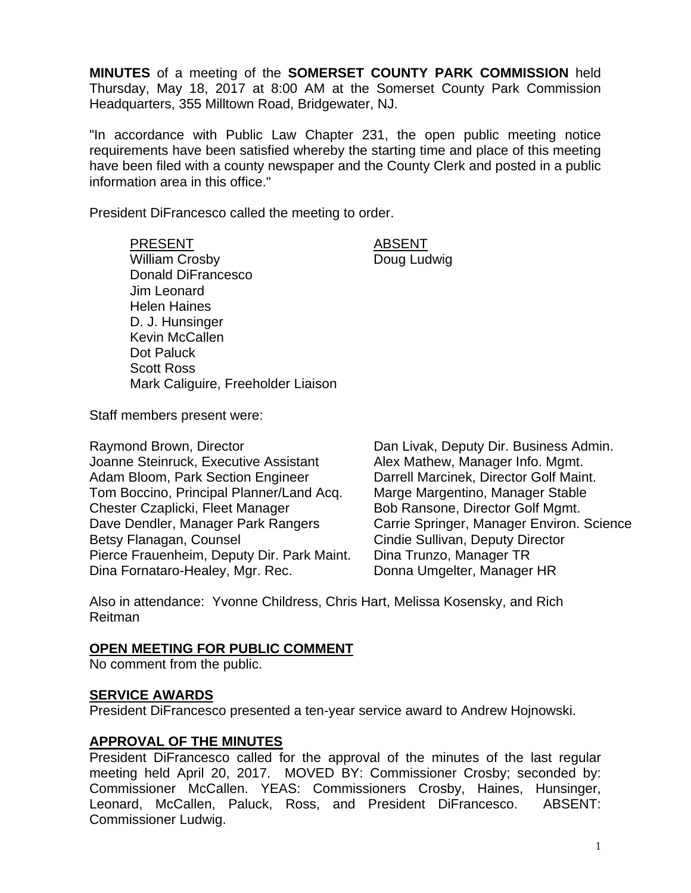**MINUTES** of a meeting of the **SOMERSET COUNTY PARK COMMISSION** held Thursday, May 18, 2017 at 8:00 AM at the Somerset County Park Commission Headquarters, 355 Milltown Road, Bridgewater, NJ.

"In accordance with Public Law Chapter 231, the open public meeting notice requirements have been satisfied whereby the starting time and place of this meeting have been filed with a county newspaper and the County Clerk and posted in a public information area in this office."

President DiFrancesco called the meeting to order.

| PRESENT | ABSENT |
|---|---|
| William Crosby | Doug Ludwig |
| Donald DiFrancesco | |
| Jim Leonard | |
| Helen Haines | |
| D. J. Hunsinger | |
| Kevin McCallen | |
| Dot Paluck | |
| Scott Ross | |
| Mark Caliguire, Freeholder Liaison | |

Staff members present were:

| | |
|---|---|
| Raymond Brown, Director | Dan Livak, Deputy Dir. Business Admin. |
| Joanne Steinruck, Executive Assistant | Alex Mathew, Manager Info. Mgmt. |
| Adam Bloom, Park Section Engineer | Darrell Marcinek, Director Golf Maint. |
| Tom Boccino, Principal Planner/Land Acq. | Marge Margentino, Manager Stable |
| Chester Czaplicki, Fleet Manager | Bob Ransone, Director Golf Mgmt. |
| Dave Dendler, Manager Park Rangers | Carrie Springer, Manager Environ. Science |
| Betsy Flanagan, Counsel | Cindie Sullivan, Deputy Director |
| Pierce Frauenheim, Deputy Dir. Park Maint. | Dina Trunzo, Manager TR |
| Dina Fornataro-Healey, Mgr. Rec. | Donna Umgelter, Manager HR |

Also in attendance: Yvonne Childress, Chris Hart, Melissa Kosensky, and Rich Reitman

## OPEN MEETING FOR PUBLIC COMMENT

No comment from the public.

## SERVICE AWARDS

President DiFrancesco presented a ten-year service award to Andrew Hojnowski.

## APPROVAL OF THE MINUTES

President DiFrancesco called for the approval of the minutes of the last regular meeting held April 20, 2017. MOVED BY: Commissioner Crosby; seconded by: Commissioner McCallen. YEAS: Commissioners Crosby, Haines, Hunsinger, Leonard, McCallen, Paluck, Ross, and President DiFrancesco. ABSENT: Commissioner Ludwig.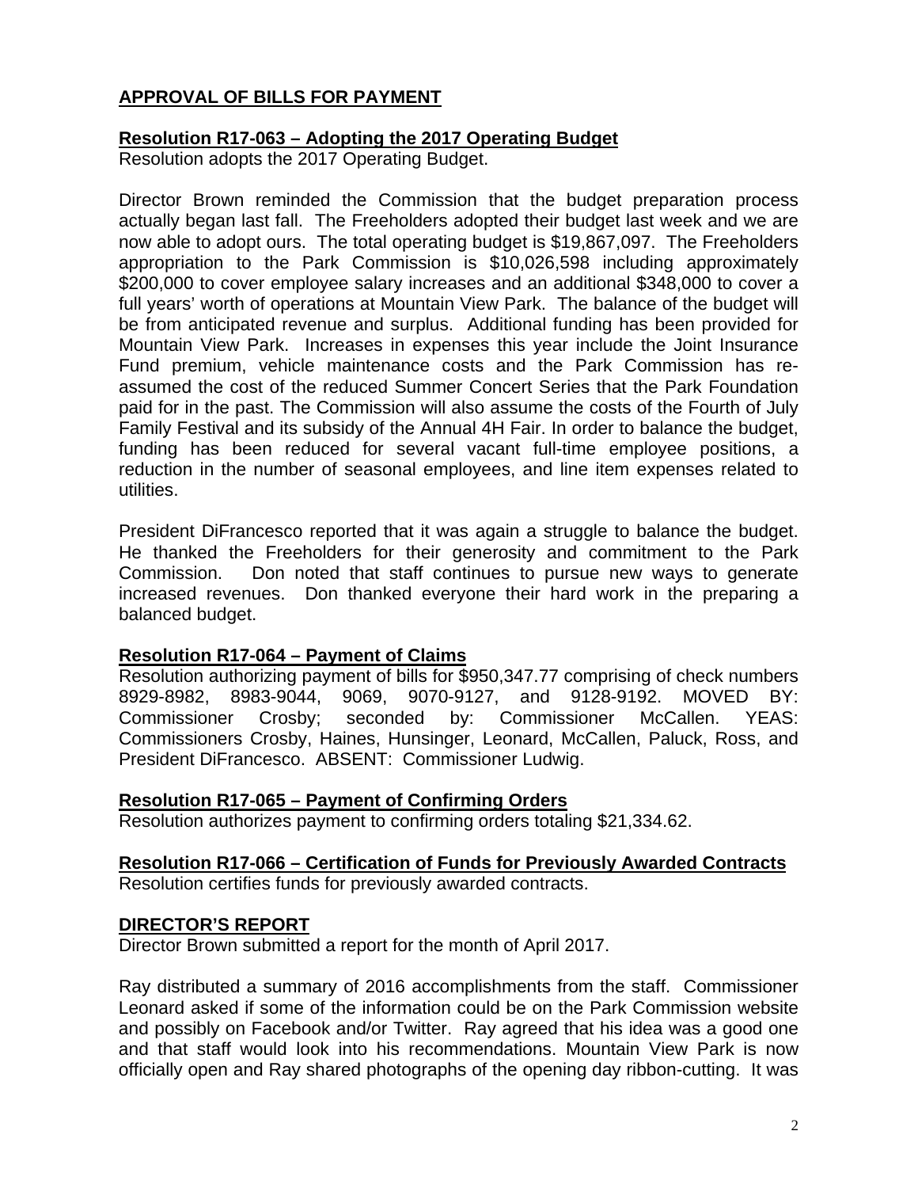## APPROVAL OF BILLS FOR PAYMENT

### Resolution R17-063 – Adopting the 2017 Operating Budget

Resolution adopts the 2017 Operating Budget.

Director Brown reminded the Commission that the budget preparation process actually began last fall. The Freeholders adopted their budget last week and we are now able to adopt ours. The total operating budget is $19,867,097. The Freeholders appropriation to the Park Commission is $10,026,598 including approximately $200,000 to cover employee salary increases and an additional $348,000 to cover a full years' worth of operations at Mountain View Park. The balance of the budget will be from anticipated revenue and surplus. Additional funding has been provided for Mountain View Park. Increases in expenses this year include the Joint Insurance Fund premium, vehicle maintenance costs and the Park Commission has re-assumed the cost of the reduced Summer Concert Series that the Park Foundation paid for in the past. The Commission will also assume the costs of the Fourth of July Family Festival and its subsidy of the Annual 4H Fair. In order to balance the budget, funding has been reduced for several vacant full-time employee positions, a reduction in the number of seasonal employees, and line item expenses related to utilities.

President DiFrancesco reported that it was again a struggle to balance the budget. He thanked the Freeholders for their generosity and commitment to the Park Commission. Don noted that staff continues to pursue new ways to generate increased revenues. Don thanked everyone their hard work in the preparing a balanced budget.

### Resolution R17-064 – Payment of Claims

Resolution authorizing payment of bills for $950,347.77 comprising of check numbers 8929-8982, 8983-9044, 9069, 9070-9127, and 9128-9192. MOVED BY: Commissioner Crosby; seconded by: Commissioner McCallen. YEAS: Commissioners Crosby, Haines, Hunsinger, Leonard, McCallen, Paluck, Ross, and President DiFrancesco. ABSENT: Commissioner Ludwig.

### Resolution R17-065 – Payment of Confirming Orders

Resolution authorizes payment to confirming orders totaling $21,334.62.

### Resolution R17-066 – Certification of Funds for Previously Awarded Contracts

Resolution certifies funds for previously awarded contracts.

## DIRECTOR'S REPORT

Director Brown submitted a report for the month of April 2017.

Ray distributed a summary of 2016 accomplishments from the staff. Commissioner Leonard asked if some of the information could be on the Park Commission website and possibly on Facebook and/or Twitter. Ray agreed that his idea was a good one and that staff would look into his recommendations. Mountain View Park is now officially open and Ray shared photographs of the opening day ribbon-cutting. It was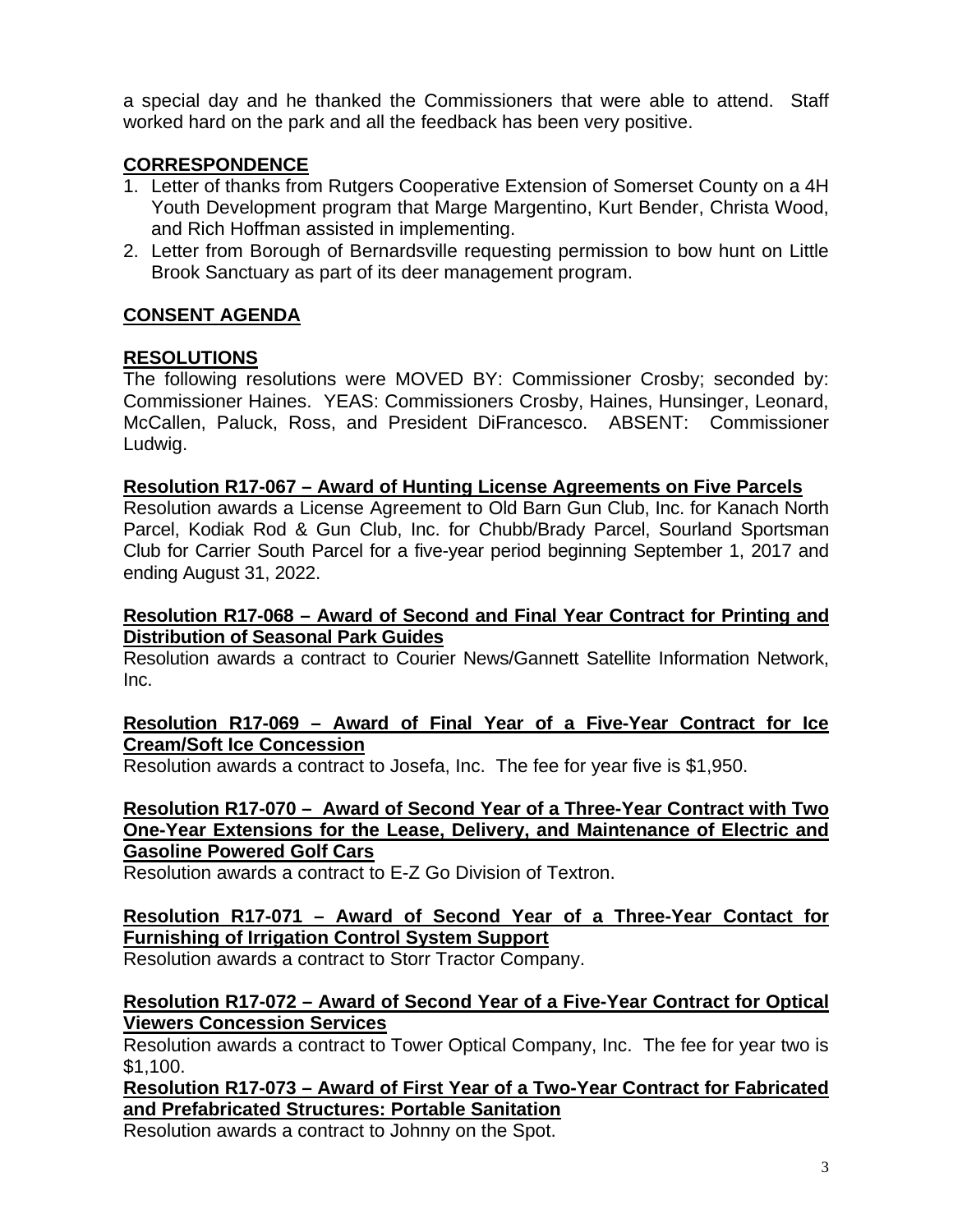a special day and he thanked the Commissioners that were able to attend. Staff worked hard on the park and all the feedback has been very positive.

## CORRESPONDENCE

1. Letter of thanks from Rutgers Cooperative Extension of Somerset County on a 4H Youth Development program that Marge Margentino, Kurt Bender, Christa Wood, and Rich Hoffman assisted in implementing.
2. Letter from Borough of Bernardsville requesting permission to bow hunt on Little Brook Sanctuary as part of its deer management program.

## CONSENT AGENDA

## RESOLUTIONS

The following resolutions were MOVED BY: Commissioner Crosby; seconded by: Commissioner Haines. YEAS: Commissioners Crosby, Haines, Hunsinger, Leonard, McCallen, Paluck, Ross, and President DiFrancesco. ABSENT: Commissioner Ludwig.

**Resolution R17-067 – Award of Hunting License Agreements on Five Parcels**

Resolution awards a License Agreement to Old Barn Gun Club, Inc. for Kanach North Parcel, Kodiak Rod & Gun Club, Inc. for Chubb/Brady Parcel, Sourland Sportsman Club for Carrier South Parcel for a five-year period beginning September 1, 2017 and ending August 31, 2022.

**Resolution R17-068 – Award of Second and Final Year Contract for Printing and Distribution of Seasonal Park Guides**

Resolution awards a contract to Courier News/Gannett Satellite Information Network, Inc.

**Resolution R17-069 – Award of Final Year of a Five-Year Contract for Ice Cream/Soft Ice Concession**

Resolution awards a contract to Josefa, Inc. The fee for year five is $1,950.

**Resolution R17-070 – Award of Second Year of a Three-Year Contract with Two One-Year Extensions for the Lease, Delivery, and Maintenance of Electric and Gasoline Powered Golf Cars**

Resolution awards a contract to E-Z Go Division of Textron.

**Resolution R17-071 – Award of Second Year of a Three-Year Contact for Furnishing of Irrigation Control System Support**

Resolution awards a contract to Storr Tractor Company.

**Resolution R17-072 – Award of Second Year of a Five-Year Contract for Optical Viewers Concession Services**

Resolution awards a contract to Tower Optical Company, Inc. The fee for year two is $1,100.

**Resolution R17-073 – Award of First Year of a Two-Year Contract for Fabricated and Prefabricated Structures: Portable Sanitation**

Resolution awards a contract to Johnny on the Spot.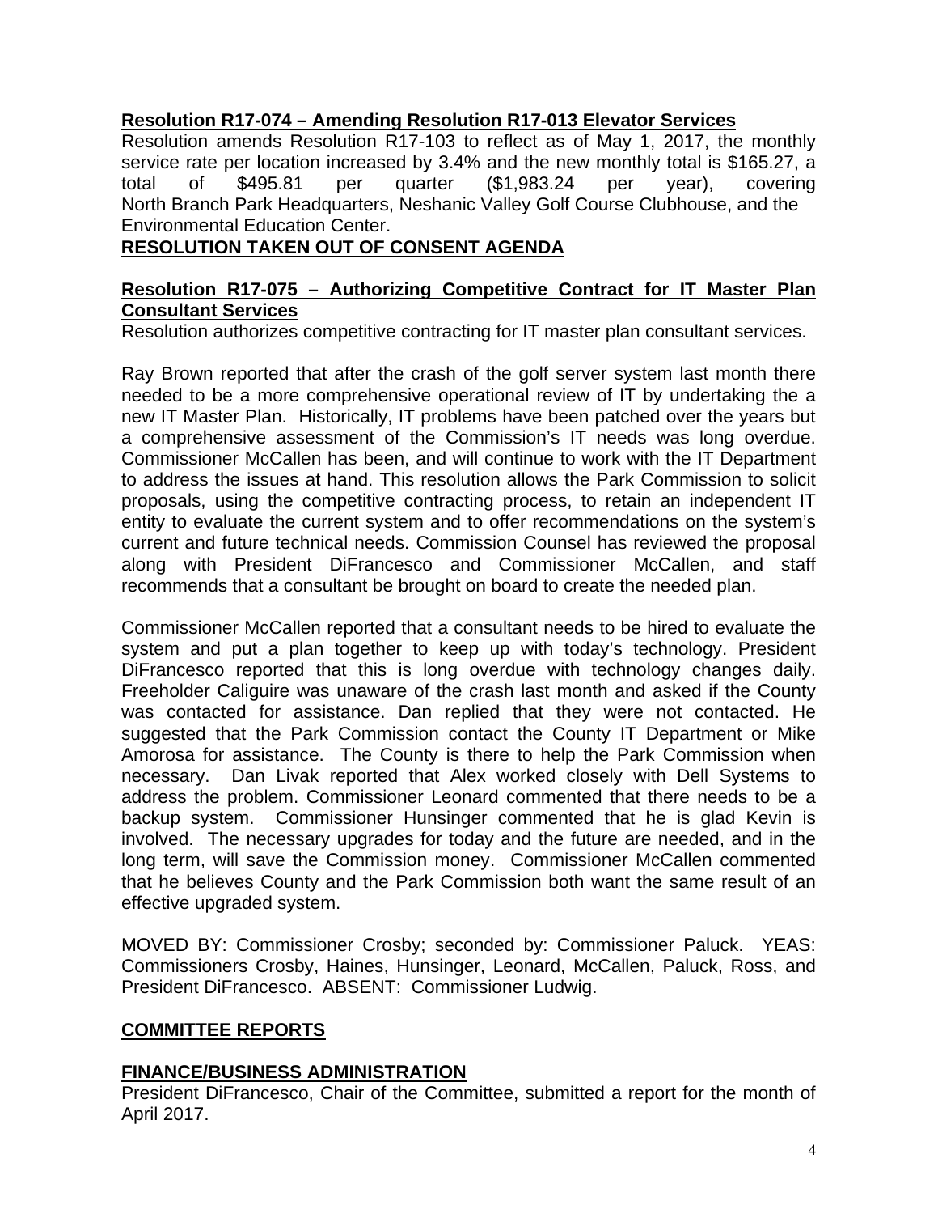**Resolution R17-074 – Amending Resolution R17-013 Elevator Services**
Resolution amends Resolution R17-103 to reflect as of May 1, 2017, the monthly service rate per location increased by 3.4% and the new monthly total is $165.27, a total of $495.81 per quarter ($1,983.24 per year), covering North Branch Park Headquarters, Neshanic Valley Golf Course Clubhouse, and the Environmental Education Center.

**RESOLUTION TAKEN OUT OF CONSENT AGENDA**

**Resolution R17-075 – Authorizing Competitive Contract for IT Master Plan Consultant Services**
Resolution authorizes competitive contracting for IT master plan consultant services.

Ray Brown reported that after the crash of the golf server system last month there needed to be a more comprehensive operational review of IT by undertaking the a new IT Master Plan. Historically, IT problems have been patched over the years but a comprehensive assessment of the Commission's IT needs was long overdue. Commissioner McCallen has been, and will continue to work with the IT Department to address the issues at hand. This resolution allows the Park Commission to solicit proposals, using the competitive contracting process, to retain an independent IT entity to evaluate the current system and to offer recommendations on the system's current and future technical needs. Commission Counsel has reviewed the proposal along with President DiFrancesco and Commissioner McCallen, and staff recommends that a consultant be brought on board to create the needed plan.

Commissioner McCallen reported that a consultant needs to be hired to evaluate the system and put a plan together to keep up with today's technology. President DiFrancesco reported that this is long overdue with technology changes daily. Freeholder Caliguire was unaware of the crash last month and asked if the County was contacted for assistance. Dan replied that they were not contacted. He suggested that the Park Commission contact the County IT Department or Mike Amorosa for assistance. The County is there to help the Park Commission when necessary. Dan Livak reported that Alex worked closely with Dell Systems to address the problem. Commissioner Leonard commented that there needs to be a backup system. Commissioner Hunsinger commented that he is glad Kevin is involved. The necessary upgrades for today and the future are needed, and in the long term, will save the Commission money. Commissioner McCallen commented that he believes County and the Park Commission both want the same result of an effective upgraded system.

MOVED BY: Commissioner Crosby; seconded by: Commissioner Paluck. YEAS: Commissioners Crosby, Haines, Hunsinger, Leonard, McCallen, Paluck, Ross, and President DiFrancesco. ABSENT: Commissioner Ludwig.

## COMMITTEE REPORTS

### FINANCE/BUSINESS ADMINISTRATION

President DiFrancesco, Chair of the Committee, submitted a report for the month of April 2017.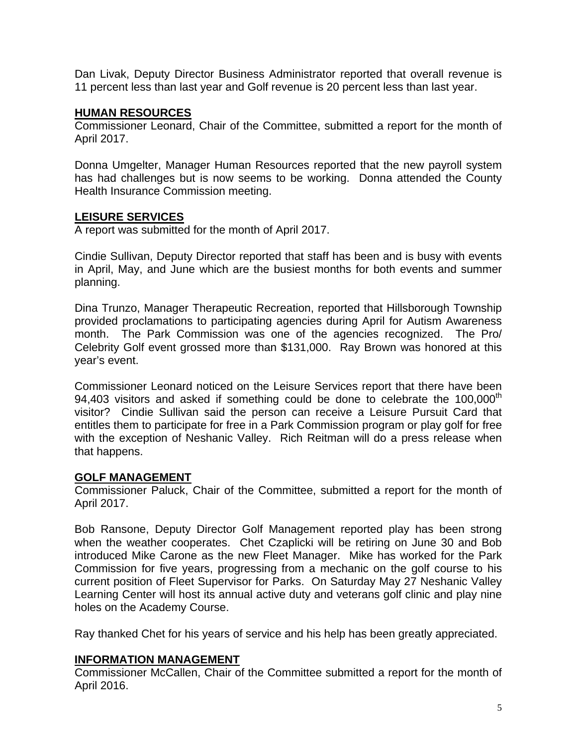Dan Livak, Deputy Director Business Administrator reported that overall revenue is 11 percent less than last year and Golf revenue is 20 percent less than last year.

## HUMAN RESOURCES

Commissioner Leonard, Chair of the Committee, submitted a report for the month of April 2017.

Donna Umgelter, Manager Human Resources reported that the new payroll system has had challenges but is now seems to be working. Donna attended the County Health Insurance Commission meeting.

## LEISURE SERVICES

A report was submitted for the month of April 2017.

Cindie Sullivan, Deputy Director reported that staff has been and is busy with events in April, May, and June which are the busiest months for both events and summer planning.

Dina Trunzo, Manager Therapeutic Recreation, reported that Hillsborough Township provided proclamations to participating agencies during April for Autism Awareness month. The Park Commission was one of the agencies recognized. The Pro/ Celebrity Golf event grossed more than $131,000. Ray Brown was honored at this year's event.

Commissioner Leonard noticed on the Leisure Services report that there have been 94,403 visitors and asked if something could be done to celebrate the 100,000th visitor? Cindie Sullivan said the person can receive a Leisure Pursuit Card that entitles them to participate for free in a Park Commission program or play golf for free with the exception of Neshanic Valley. Rich Reitman will do a press release when that happens.

## GOLF MANAGEMENT

Commissioner Paluck, Chair of the Committee, submitted a report for the month of April 2017.

Bob Ransone, Deputy Director Golf Management reported play has been strong when the weather cooperates. Chet Czaplicki will be retiring on June 30 and Bob introduced Mike Carone as the new Fleet Manager. Mike has worked for the Park Commission for five years, progressing from a mechanic on the golf course to his current position of Fleet Supervisor for Parks. On Saturday May 27 Neshanic Valley Learning Center will host its annual active duty and veterans golf clinic and play nine holes on the Academy Course.

Ray thanked Chet for his years of service and his help has been greatly appreciated.

## INFORMATION MANAGEMENT

Commissioner McCallen, Chair of the Committee submitted a report for the month of April 2016.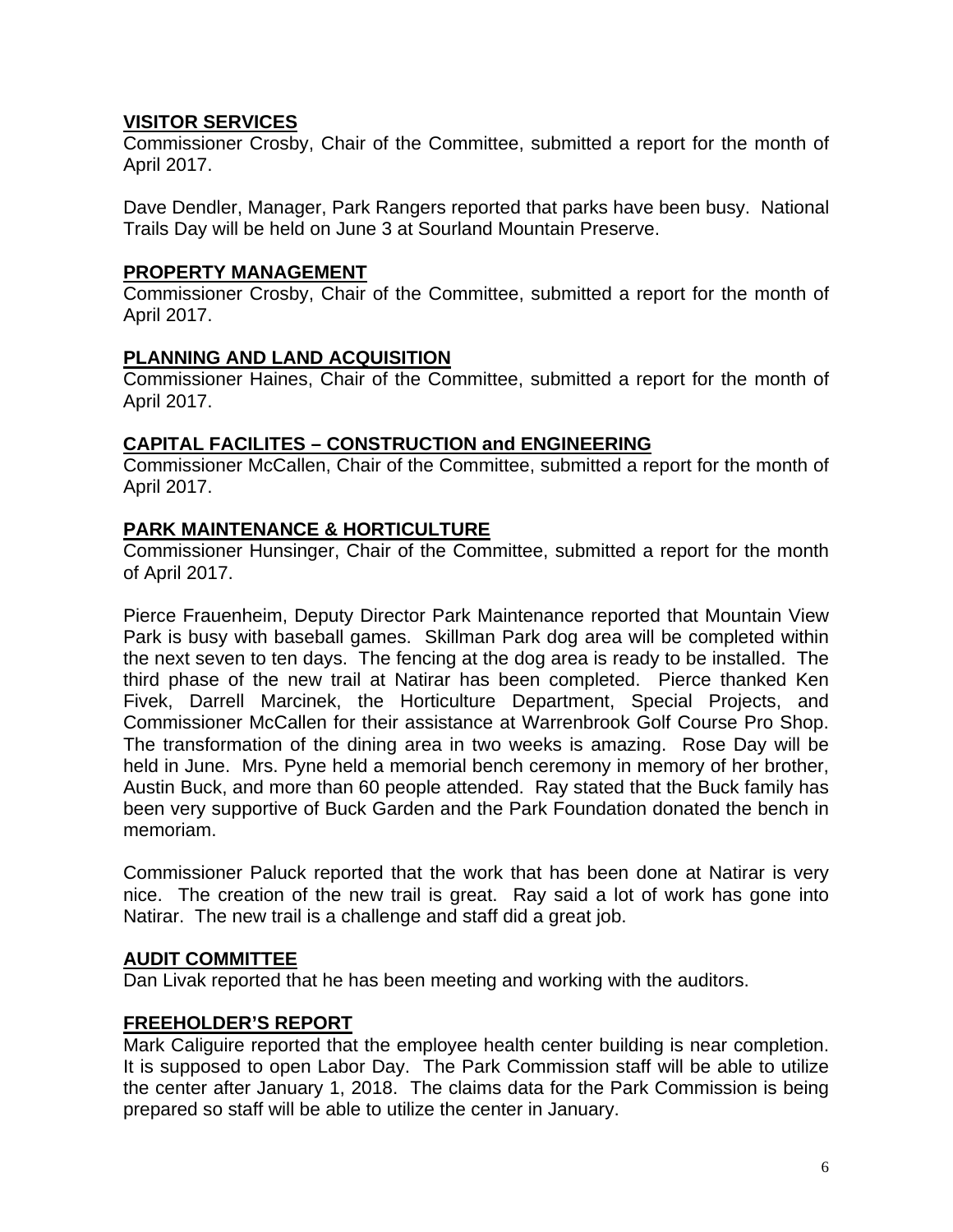**VISITOR SERVICES**

Commissioner Crosby, Chair of the Committee, submitted a report for the month of April 2017.

Dave Dendler, Manager, Park Rangers reported that parks have been busy. National Trails Day will be held on June 3 at Sourland Mountain Preserve.

**PROPERTY MANAGEMENT**

Commissioner Crosby, Chair of the Committee, submitted a report for the month of April 2017.

**PLANNING AND LAND ACQUISITION**

Commissioner Haines, Chair of the Committee, submitted a report for the month of April 2017.

**CAPITAL FACILITES – CONSTRUCTION and ENGINEERING**

Commissioner McCallen, Chair of the Committee, submitted a report for the month of April 2017.

**PARK MAINTENANCE & HORTICULTURE**

Commissioner Hunsinger, Chair of the Committee, submitted a report for the month of April 2017.

Pierce Frauenheim, Deputy Director Park Maintenance reported that Mountain View Park is busy with baseball games. Skillman Park dog area will be completed within the next seven to ten days. The fencing at the dog area is ready to be installed. The third phase of the new trail at Natirar has been completed. Pierce thanked Ken Fivek, Darrell Marcinek, the Horticulture Department, Special Projects, and Commissioner McCallen for their assistance at Warrenbrook Golf Course Pro Shop. The transformation of the dining area in two weeks is amazing. Rose Day will be held in June. Mrs. Pyne held a memorial bench ceremony in memory of her brother, Austin Buck, and more than 60 people attended. Ray stated that the Buck family has been very supportive of Buck Garden and the Park Foundation donated the bench in memoriam.

Commissioner Paluck reported that the work that has been done at Natirar is very nice. The creation of the new trail is great. Ray said a lot of work has gone into Natirar. The new trail is a challenge and staff did a great job.

**AUDIT COMMITTEE**

Dan Livak reported that he has been meeting and working with the auditors.

**FREEHOLDER'S REPORT**

Mark Caliguire reported that the employee health center building is near completion. It is supposed to open Labor Day. The Park Commission staff will be able to utilize the center after January 1, 2018. The claims data for the Park Commission is being prepared so staff will be able to utilize the center in January.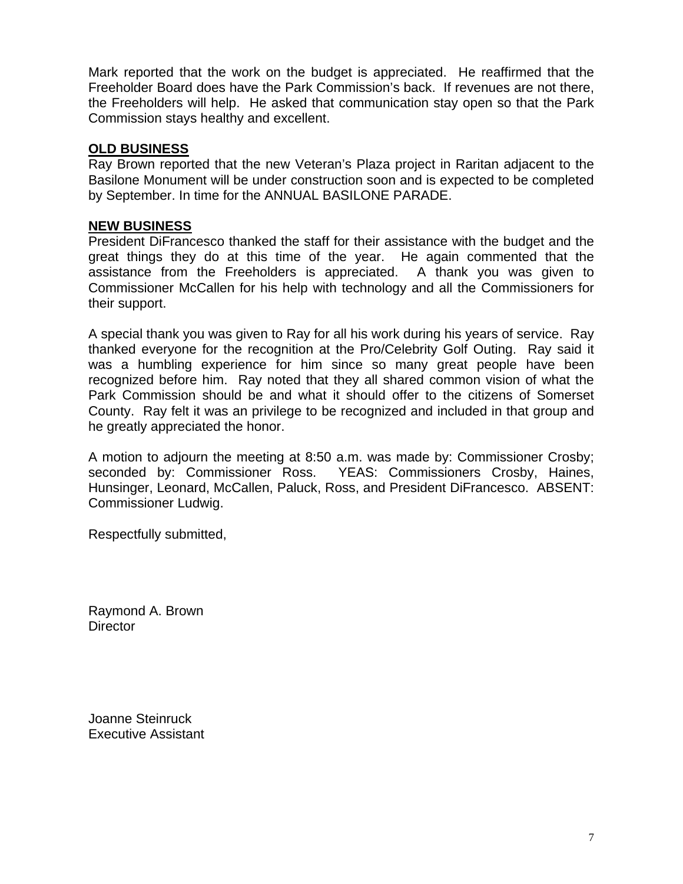Mark reported that the work on the budget is appreciated. He reaffirmed that the Freeholder Board does have the Park Commission's back. If revenues are not there, the Freeholders will help. He asked that communication stay open so that the Park Commission stays healthy and excellent.

**OLD BUSINESS**

Ray Brown reported that the new Veteran's Plaza project in Raritan adjacent to the Basilone Monument will be under construction soon and is expected to be completed by September. In time for the ANNUAL BASILONE PARADE.

**NEW BUSINESS**

President DiFrancesco thanked the staff for their assistance with the budget and the great things they do at this time of the year. He again commented that the assistance from the Freeholders is appreciated. A thank you was given to Commissioner McCallen for his help with technology and all the Commissioners for their support.

A special thank you was given to Ray for all his work during his years of service. Ray thanked everyone for the recognition at the Pro/Celebrity Golf Outing. Ray said it was a humbling experience for him since so many great people have been recognized before him. Ray noted that they all shared common vision of what the Park Commission should be and what it should offer to the citizens of Somerset County. Ray felt it was an privilege to be recognized and included in that group and he greatly appreciated the honor.

A motion to adjourn the meeting at 8:50 a.m. was made by: Commissioner Crosby; seconded by: Commissioner Ross. YEAS: Commissioners Crosby, Haines, Hunsinger, Leonard, McCallen, Paluck, Ross, and President DiFrancesco. ABSENT: Commissioner Ludwig.

Respectfully submitted,

Raymond A. Brown
Director

Joanne Steinruck
Executive Assistant